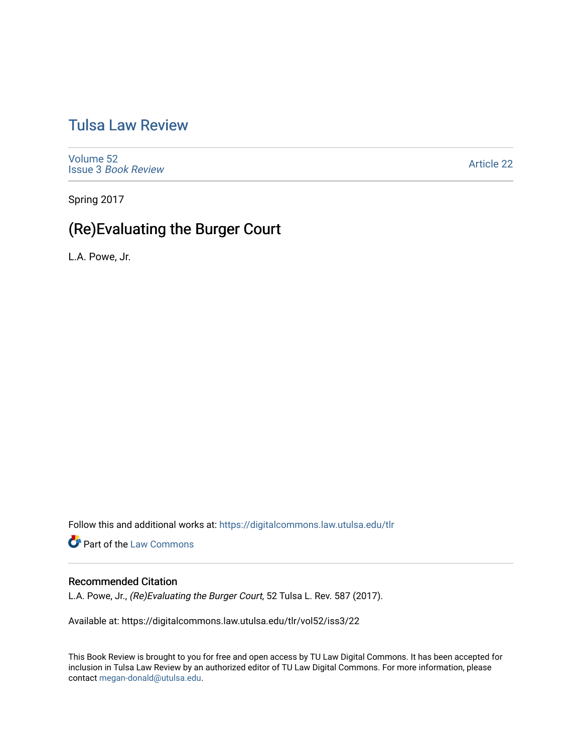# Tulsa Law Review

Volume 52
Issue 3 *Book Review*

Article 22

Spring 2017

## (Re)Evaluating the Burger Court

L.A. Powe, Jr.

Follow this and additional works at: https://digitalcommons.law.utulsa.edu/tlr

Part of the Law Commons

### Recommended Citation

L.A. Powe, Jr., *(Re)Evaluating the Burger Court*, 52 Tulsa L. Rev. 587 (2017).

Available at: https://digitalcommons.law.utulsa.edu/tlr/vol52/iss3/22

This Book Review is brought to you for free and open access by TU Law Digital Commons. It has been accepted for inclusion in Tulsa Law Review by an authorized editor of TU Law Digital Commons. For more information, please contact megan-donald@utulsa.edu.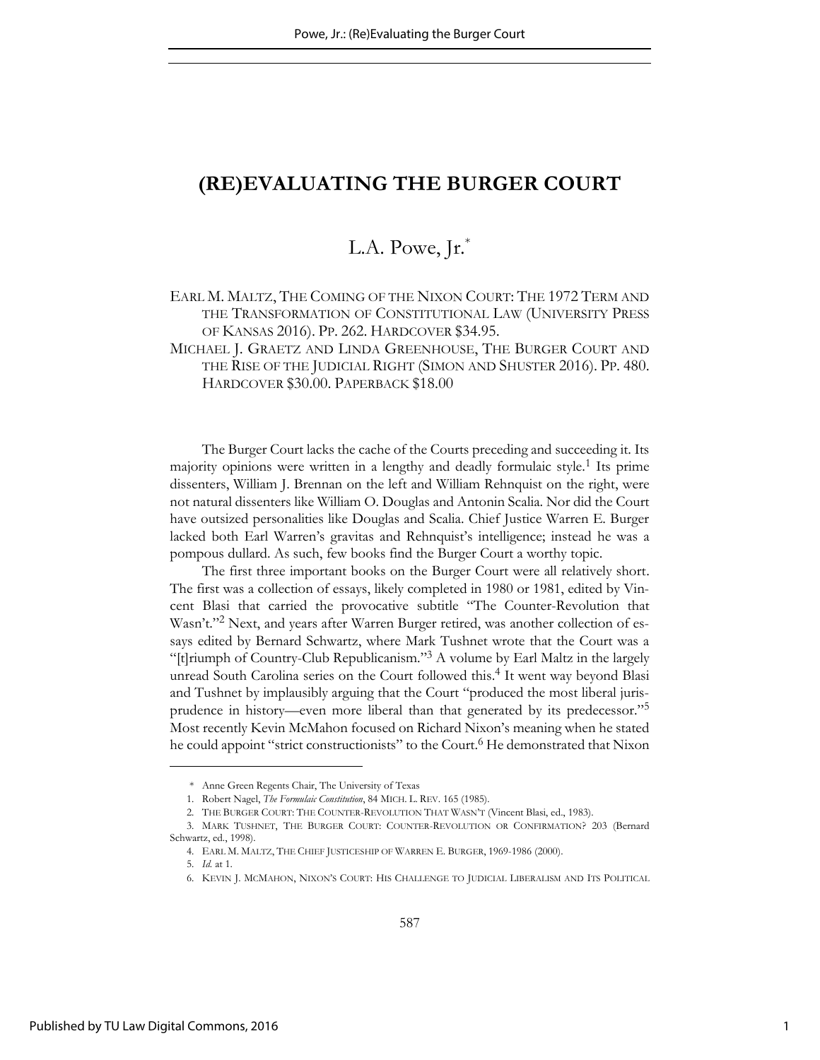# (RE)EVALUATING THE BURGER COURT

## L.A. Powe, Jr.*

EARL M. MALTZ, THE COMING OF THE NIXON COURT: THE 1972 TERM AND THE TRANSFORMATION OF CONSTITUTIONAL LAW (UNIVERSITY PRESS OF KANSAS 2016). PP. 262. HARDCOVER $34.95.

MICHAEL J. GRAETZ AND LINDA GREENHOUSE, THE BURGER COURT AND THE RISE OF THE JUDICIAL RIGHT (SIMON AND SHUSTER 2016). PP. 480. HARDCOVER $30.00. PAPERBACK $18.00

The Burger Court lacks the cache of the Courts preceding and succeeding it. Its majority opinions were written in a lengthy and deadly formulaic style.[1] Its prime dissenters, William J. Brennan on the left and William Rehnquist on the right, were not natural dissenters like William O. Douglas and Antonin Scalia. Nor did the Court have outsized personalities like Douglas and Scalia. Chief Justice Warren E. Burger lacked both Earl Warren's gravitas and Rehnquist's intelligence; instead he was a pompous dullard. As such, few books find the Burger Court a worthy topic.

The first three important books on the Burger Court were all relatively short. The first was a collection of essays, likely completed in 1980 or 1981, edited by Vincent Blasi that carried the provocative subtitle "The Counter-Revolution that Wasn't."[2] Next, and years after Warren Burger retired, was another collection of essays edited by Bernard Schwartz, where Mark Tushnet wrote that the Court was a "[t]riumph of Country-Club Republicanism."[3] A volume by Earl Maltz in the largely unread South Carolina series on the Court followed this.[4] It went way beyond Blasi and Tushnet by implausibly arguing that the Court "produced the most liberal jurisprudence in history—even more liberal than that generated by its predecessor."[5] Most recently Kevin McMahon focused on Richard Nixon's meaning when he stated he could appoint "strict constructionists" to the Court.[6] He demonstrated that Nixon

---

\* Anne Green Regents Chair, The University of Texas

1. Robert Nagel, *The Formulaic Constitution*, 84 MICH. L. REV. 165 (1985).

2. THE BURGER COURT: THE COUNTER-REVOLUTION THAT WASN'T (Vincent Blasi, ed., 1983).

3. MARK TUSHNET, THE BURGER COURT: COUNTER-REVOLUTION OR CONFIRMATION? 203 (Bernard Schwartz, ed., 1998).

4. EARL M. MALTZ, THE CHIEF JUSTICESHIP OF WARREN E. BURGER, 1969-1986 (2000).

5. *Id.* at 1.

6. KEVIN J. MCMAHON, NIXON'S COURT: HIS CHALLENGE TO JUDICIAL LIBERALISM AND ITS POLITICAL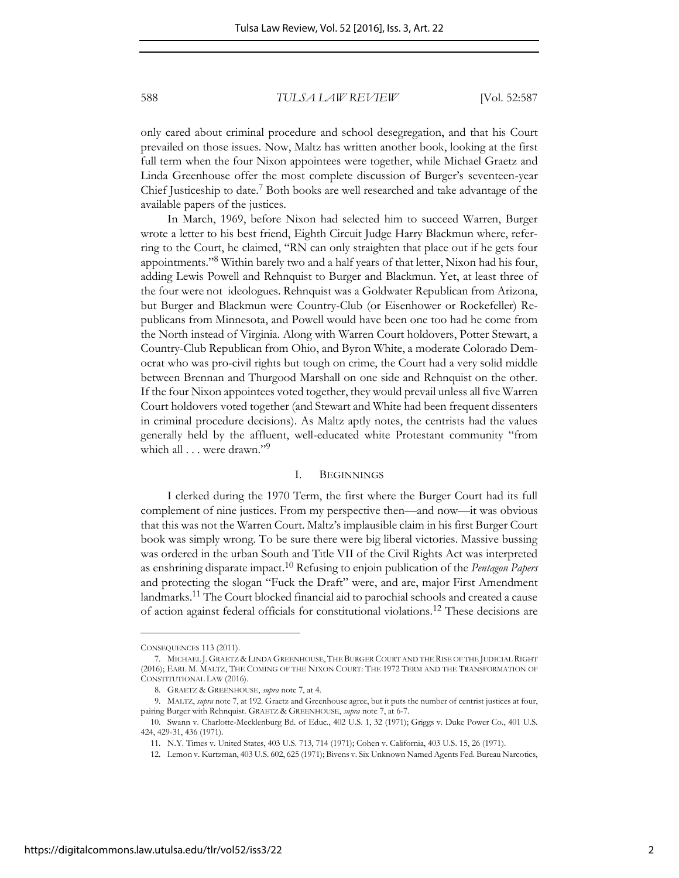only cared about criminal procedure and school desegregation, and that his Court prevailed on those issues. Now, Maltz has written another book, looking at the first full term when the four Nixon appointees were together, while Michael Graetz and Linda Greenhouse offer the most complete discussion of Burger's seventeen-year Chief Justiceship to date.[7] Both books are well researched and take advantage of the available papers of the justices.

In March, 1969, before Nixon had selected him to succeed Warren, Burger wrote a letter to his best friend, Eighth Circuit Judge Harry Blackmun where, referring to the Court, he claimed, "RN can only straighten that place out if he gets four appointments."[8] Within barely two and a half years of that letter, Nixon had his four, adding Lewis Powell and Rehnquist to Burger and Blackmun. Yet, at least three of the four were not ideologues. Rehnquist was a Goldwater Republican from Arizona, but Burger and Blackmun were Country-Club (or Eisenhower or Rockefeller) Republicans from Minnesota, and Powell would have been one too had he come from the North instead of Virginia. Along with Warren Court holdovers, Potter Stewart, a Country-Club Republican from Ohio, and Byron White, a moderate Colorado Democrat who was pro-civil rights but tough on crime, the Court had a very solid middle between Brennan and Thurgood Marshall on one side and Rehnquist on the other. If the four Nixon appointees voted together, they would prevail unless all five Warren Court holdovers voted together (and Stewart and White had been frequent dissenters in criminal procedure decisions). As Maltz aptly notes, the centrists had the values generally held by the affluent, well-educated white Protestant community "from which all . . . were drawn."[9]

## I. Beginnings

I clerked during the 1970 Term, the first where the Burger Court had its full complement of nine justices. From my perspective then—and now—it was obvious that this was not the Warren Court. Maltz's implausible claim in his first Burger Court book was simply wrong. To be sure there were big liberal victories. Massive bussing was ordered in the urban South and Title VII of the Civil Rights Act was interpreted as enshrining disparate impact.[10] Refusing to enjoin publication of the *Pentagon Papers* and protecting the slogan "Fuck the Draft" were, and are, major First Amendment landmarks.[11] The Court blocked financial aid to parochial schools and created a cause of action against federal officials for constitutional violations.[12] These decisions are

---

CONSEQUENCES 113 (2011).

7. MICHAEL J. GRAETZ & LINDA GREENHOUSE, THE BURGER COURT AND THE RISE OF THE JUDICIAL RIGHT (2016); EARL M. MALTZ, THE COMING OF THE NIXON COURT: THE 1972 TERM AND THE TRANSFORMATION OF CONSTITUTIONAL LAW (2016).

8. GRAETZ & GREENHOUSE, *supra* note 7, at 4.

9. MALTZ, *supra* note 7, at 192. Graetz and Greenhouse agree, but it puts the number of centrist justices at four, pairing Burger with Rehnquist. GRAETZ & GREENHOUSE, *supra* note 7, at 6-7.

10. Swann v. Charlotte-Mecklenburg Bd. of Educ., 402 U.S. 1, 32 (1971); Griggs v. Duke Power Co., 401 U.S. 424, 429-31, 436 (1971).

11. N.Y. Times v. United States, 403 U.S. 713, 714 (1971); Cohen v. California, 403 U.S. 15, 26 (1971).

12. Lemon v. Kurtzman, 403 U.S. 602, 625 (1971); Bivens v. Six Unknown Named Agents Fed. Bureau Narcotics,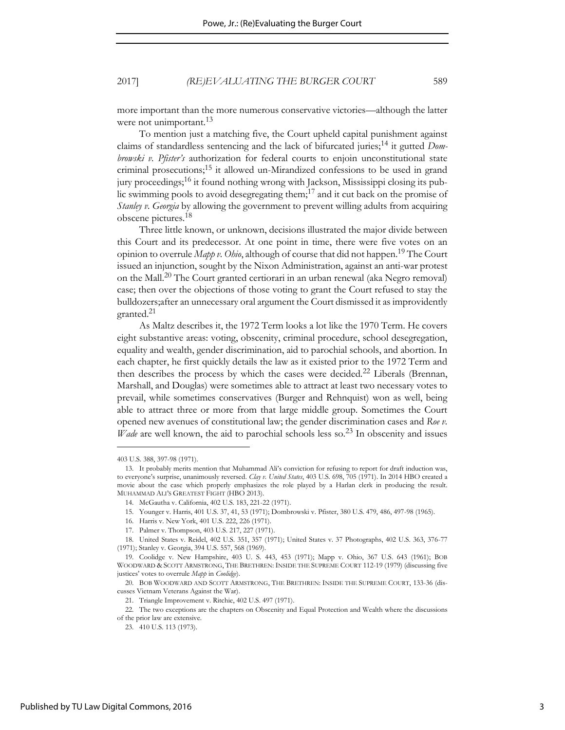more important than the more numerous conservative victories—although the latter were not unimportant.[13]

To mention just a matching five, the Court upheld capital punishment against claims of standardless sentencing and the lack of bifurcated juries;[14] it gutted *Dombrowski v. Pfister's* authorization for federal courts to enjoin unconstitutional state criminal prosecutions;[15] it allowed un-Mirandized confessions to be used in grand jury proceedings;[16] it found nothing wrong with Jackson, Mississippi closing its public swimming pools to avoid desegregating them;[17] and it cut back on the promise of *Stanley v. Georgia* by allowing the government to prevent willing adults from acquiring obscene pictures.[18]

Three little known, or unknown, decisions illustrated the major divide between this Court and its predecessor. At one point in time, there were five votes on an opinion to overrule *Mapp v. Ohio*, although of course that did not happen.[19] The Court issued an injunction, sought by the Nixon Administration, against an anti-war protest on the Mall.[20] The Court granted certiorari in an urban renewal (aka Negro removal) case; then over the objections of those voting to grant the Court refused to stay the bulldozers;after an unnecessary oral argument the Court dismissed it as improvidently granted.[21]

As Maltz describes it, the 1972 Term looks a lot like the 1970 Term. He covers eight substantive areas: voting, obscenity, criminal procedure, school desegregation, equality and wealth, gender discrimination, aid to parochial schools, and abortion. In each chapter, he first quickly details the law as it existed prior to the 1972 Term and then describes the process by which the cases were decided.[22] Liberals (Brennan, Marshall, and Douglas) were sometimes able to attract at least two necessary votes to prevail, while sometimes conservatives (Burger and Rehnquist) won as well, being able to attract three or more from that large middle group. Sometimes the Court opened new avenues of constitutional law; the gender discrimination cases and *Roe v. Wade* are well known, the aid to parochial schools less so.[23] In obscenity and issues

---

403 U.S. 388, 397-98 (1971).

13. It probably merits mention that Muhammad Ali's conviction for refusing to report for draft induction was, to everyone's surprise, unanimously reversed. *Clay v. United States*, 403 U.S. 698, 705 (1971). In 2014 HBO created a movie about the case which properly emphasizes the role played by a Harlan clerk in producing the result. MUHAMMAD ALI'S GREATEST FIGHT (HBO 2013).

14. McGautha v. California, 402 U.S. 183, 221-22 (1971).

15. Younger v. Harris, 401 U.S. 37, 41, 53 (1971); Dombrowski v. Pfister, 380 U.S. 479, 486, 497-98 (1965).

16. Harris v. New York, 401 U.S. 222, 226 (1971).

17. Palmer v. Thompson, 403 U.S. 217, 227 (1971).

18. United States v. Reidel, 402 U.S. 351, 357 (1971); United States v. 37 Photographs, 402 U.S. 363, 376-77 (1971); Stanley v. Georgia, 394 U.S. 557, 568 (1969).

19. Coolidge v. New Hampshire, 403 U. S. 443, 453 (1971); Mapp v. Ohio, 367 U.S. 643 (1961); BOB WOODWARD & SCOTT ARMSTRONG, THE BRETHREN: INSIDE THE SUPREME COURT 112-19 (1979) (discussing five justices' votes to overrule *Mapp* in *Coolidge*).

20. BOB WOODWARD AND SCOTT ARMSTRONG, THE BRETHREN: INSIDE THE SUPREME COURT, 133-36 (discusses Vietnam Veterans Against the War).

21. Triangle Improvement v. Ritchie, 402 U.S. 497 (1971).

22. The two exceptions are the chapters on Obscenity and Equal Protection and Wealth where the discussions of the prior law are extensive.

23. 410 U.S. 113 (1973).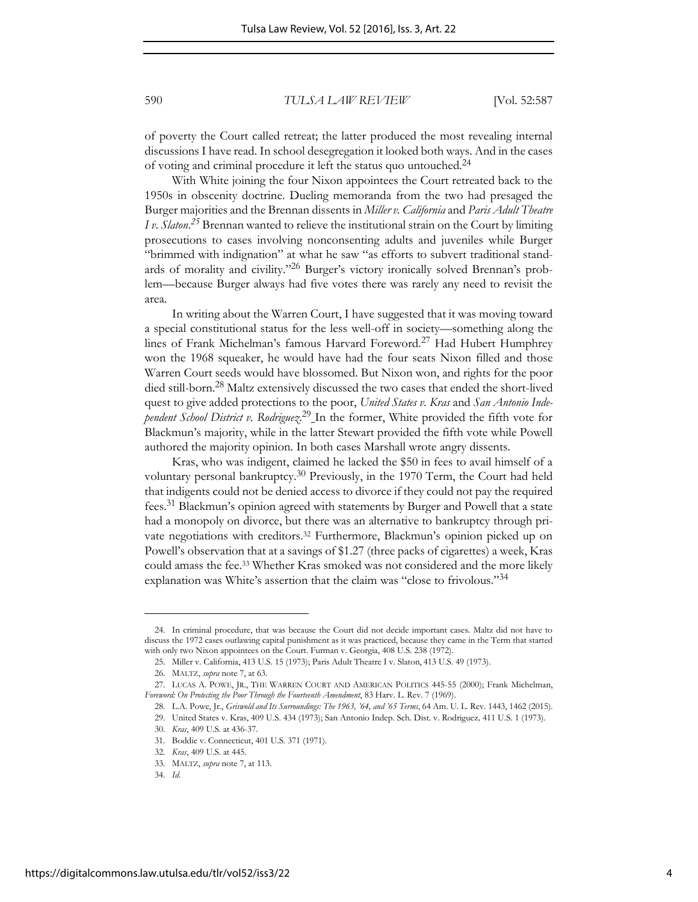of poverty the Court called retreat; the latter produced the most revealing internal discussions I have read. In school desegregation it looked both ways. And in the cases of voting and criminal procedure it left the status quo untouched.[24]

With White joining the four Nixon appointees the Court retreated back to the 1950s in obscenity doctrine. Dueling memoranda from the two had presaged the Burger majorities and the Brennan dissents in *Miller v. California* and *Paris Adult Theatre I v. Slaton*.[25] Brennan wanted to relieve the institutional strain on the Court by limiting prosecutions to cases involving nonconsenting adults and juveniles while Burger "brimmed with indignation" at what he saw "as efforts to subvert traditional standards of morality and civility."[26] Burger's victory ironically solved Brennan's problem—because Burger always had five votes there was rarely any need to revisit the area.

In writing about the Warren Court, I have suggested that it was moving toward a special constitutional status for the less well-off in society—something along the lines of Frank Michelman's famous Harvard Foreword.[27] Had Hubert Humphrey won the 1968 squeaker, he would have had the four seats Nixon filled and those Warren Court seeds would have blossomed. But Nixon won, and rights for the poor died still-born.[28] Maltz extensively discussed the two cases that ended the short-lived quest to give added protections to the poor, *United States v. Kras* and *San Antonio Independent School District v. Rodriguez*.[29] In the former, White provided the fifth vote for Blackmun's majority, while in the latter Stewart provided the fifth vote while Powell authored the majority opinion. In both cases Marshall wrote angry dissents.

Kras, who was indigent, claimed he lacked the $50 in fees to avail himself of a voluntary personal bankruptcy.[30] Previously, in the 1970 Term, the Court had held that indigents could not be denied access to divorce if they could not pay the required fees.[31] Blackmun's opinion agreed with statements by Burger and Powell that a state had a monopoly on divorce, but there was an alternative to bankruptcy through private negotiations with creditors.[32] Furthermore, Blackmun's opinion picked up on Powell's observation that at a savings of $1.27 (three packs of cigarettes) a week, Kras could amass the fee.[33] Whether Kras smoked was not considered and the more likely explanation was White's assertion that the claim was "close to frivolous."[34]

---

24. In criminal procedure, that was because the Court did not decide important cases. Maltz did not have to discuss the 1972 cases outlawing capital punishment as it was practiced, because they came in the Term that started with only two Nixon appointees on the Court. Furman v. Georgia, 408 U.S. 238 (1972).

25. Miller v. California, 413 U.S. 15 (1973); Paris Adult Theatre I v. Slaton, 413 U.S. 49 (1973).

26. MALTZ, *supra* note 7, at 63.

27. LUCAS A. POWE, JR., THE WARREN COURT AND AMERICAN POLITICS 445-55 (2000); Frank Michelman, *Foreword: On Protecting the Poor Through the Fourteenth Amendment*, 83 Harv. L. Rev. 7 (1969).

28. L.A. Powe, Jr., *Griswold and Its Surroundings: The 1963, '64, and '65 Terms*, 64 Am. U. L. Rev. 1443, 1462 (2015).

29. United States v. Kras, 409 U.S. 434 (1973); San Antonio Indep. Sch. Dist. v. Rodriguez, 411 U.S. 1 (1973).

30. *Kras*, 409 U.S. at 436-37.

31. Boddie v. Connecticut, 401 U.S. 371 (1971).

32. *Kras*, 409 U.S. at 445.

33. MALTZ, *supra* note 7, at 113.

34. *Id.*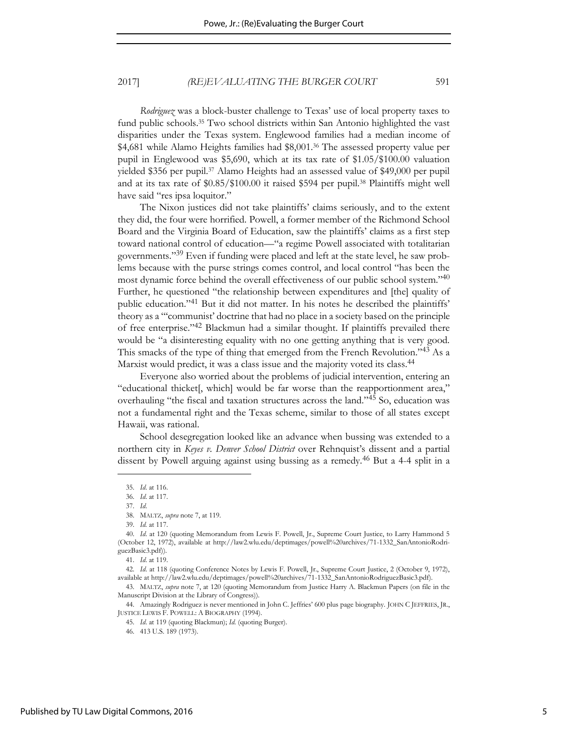*Rodriguez* was a block-buster challenge to Texas' use of local property taxes to fund public schools.[35] Two school districts within San Antonio highlighted the vast disparities under the Texas system. Englewood families had a median income of $4,681 while Alamo Heights families had $8,001.[36] The assessed property value per pupil in Englewood was $5,690, which at its tax rate of $1.05/$100.00 valuation yielded $356 per pupil.[37] Alamo Heights had an assessed value of $49,000 per pupil and at its tax rate of $0.85/$100.00 it raised $594 per pupil.[38] Plaintiffs might well have said "res ipsa loquitor."

The Nixon justices did not take plaintiffs' claims seriously, and to the extent they did, the four were horrified. Powell, a former member of the Richmond School Board and the Virginia Board of Education, saw the plaintiffs' claims as a first step toward national control of education—"a regime Powell associated with totalitarian governments."[39] Even if funding were placed and left at the state level, he saw problems because with the purse strings comes control, and local control "has been the most dynamic force behind the overall effectiveness of our public school system."[40] Further, he questioned "the relationship between expenditures and [the] quality of public education."[41] But it did not matter. In his notes he described the plaintiffs' theory as a "'communist' doctrine that had no place in a society based on the principle of free enterprise."[42] Blackmun had a similar thought. If plaintiffs prevailed there would be "a disinteresting equality with no one getting anything that is very good. This smacks of the type of thing that emerged from the French Revolution."[43] As a Marxist would predict, it was a class issue and the majority voted its class.[44]

Everyone also worried about the problems of judicial intervention, entering an "educational thicket[, which] would be far worse than the reapportionment area," overhauling "the fiscal and taxation structures across the land."[45] So, education was not a fundamental right and the Texas scheme, similar to those of all states except Hawaii, was rational.

School desegregation looked like an advance when bussing was extended to a northern city in *Keyes v. Denver School District* over Rehnquist's dissent and a partial dissent by Powell arguing against using bussing as a remedy.[46] But a 4-4 split in a

---

35. *Id.* at 116.

36. *Id.* at 117.

37. *Id.*

38. MALTZ, *supra* note 7, at 119.

39. *Id.* at 117.

40. *Id.* at 120 (quoting Memorandum from Lewis F. Powell, Jr., Supreme Court Justice, to Larry Hammond 5 (October 12, 1972), available at http://law2.wlu.edu/deptimages/powell%20archives/71-1332_SanAntonioRodriguezBasic3.pdf)).

41. *Id.* at 119.

42. *Id.* at 118 (quoting Conference Notes by Lewis F. Powell, Jr., Supreme Court Justice, 2 (October 9, 1972), available at http://law2.wlu.edu/deptimages/powell%20archives/71-1332_SanAntonioRodriguezBasic3.pdf).

43. MALTZ, *supra* note 7, at 120 (quoting Memorandum from Justice Harry A. Blackmun Papers (on file in the Manuscript Division at the Library of Congress)).

44. Amazingly Rodriguez is never mentioned in John C. Jeffries' 600 plus page biography. JOHN C JEFFRIES, JR., JUSTICE LEWIS F. POWELL: A BIOGRAPHY (1994).

45. *Id.* at 119 (quoting Blackmun); *Id.* (quoting Burger).

46. 413 U.S. 189 (1973).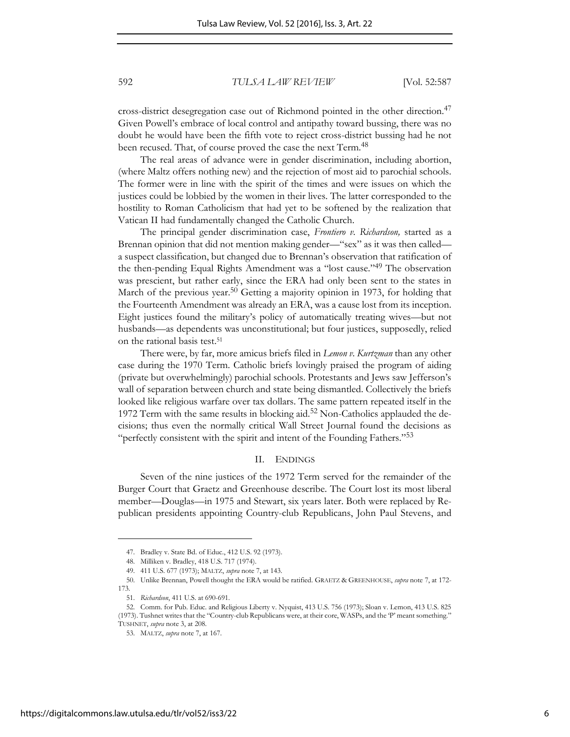cross-district desegregation case out of Richmond pointed in the other direction.[47] Given Powell's embrace of local control and antipathy toward bussing, there was no doubt he would have been the fifth vote to reject cross-district bussing had he not been recused. That, of course proved the case the next Term.[48]

The real areas of advance were in gender discrimination, including abortion, (where Maltz offers nothing new) and the rejection of most aid to parochial schools. The former were in line with the spirit of the times and were issues on which the justices could be lobbied by the women in their lives. The latter corresponded to the hostility to Roman Catholicism that had yet to be softened by the realization that Vatican II had fundamentally changed the Catholic Church.

The principal gender discrimination case, *Frontiero v. Richardson,* started as a Brennan opinion that did not mention making gender—"sex" as it was then called—a suspect classification, but changed due to Brennan's observation that ratification of the then-pending Equal Rights Amendment was a "lost cause."[49] The observation was prescient, but rather early, since the ERA had only been sent to the states in March of the previous year.[50] Getting a majority opinion in 1973, for holding that the Fourteenth Amendment was already an ERA, was a cause lost from its inception. Eight justices found the military's policy of automatically treating wives—but not husbands—as dependents was unconstitutional; but four justices, supposedly, relied on the rational basis test.[51]

There were, by far, more amicus briefs filed in *Lemon v. Kurtzman* than any other case during the 1970 Term. Catholic briefs lovingly praised the program of aiding (private but overwhelmingly) parochial schools. Protestants and Jews saw Jefferson's wall of separation between church and state being dismantled. Collectively the briefs looked like religious warfare over tax dollars. The same pattern repeated itself in the 1972 Term with the same results in blocking aid.[52] Non-Catholics applauded the decisions; thus even the normally critical Wall Street Journal found the decisions as "perfectly consistent with the spirit and intent of the Founding Fathers."[53]

## II. ENDINGS

Seven of the nine justices of the 1972 Term served for the remainder of the Burger Court that Graetz and Greenhouse describe. The Court lost its most liberal member—Douglas—in 1975 and Stewart, six years later. Both were replaced by Republican presidents appointing Country-club Republicans, John Paul Stevens, and

---

47. Bradley v. State Bd. of Educ., 412 U.S. 92 (1973).

48. Milliken v. Bradley, 418 U.S. 717 (1974).

49. 411 U.S. 677 (1973); MALTZ, *supra* note 7, at 143.

50. Unlike Brennan, Powell thought the ERA would be ratified. GRAETZ & GREENHOUSE, *supra* note 7, at 172-173.

51. *Richardson*, 411 U.S. at 690-691.

52. Comm. for Pub. Educ. and Religious Liberty v. Nyquist, 413 U.S. 756 (1973); Sloan v. Lemon, 413 U.S. 825 (1973). Tushnet writes that the "Country-club Republicans were, at their core, WASPs, and the 'P' meant something." TUSHNET, *supra* note 3, at 208.

53. MALTZ, *supra* note 7, at 167.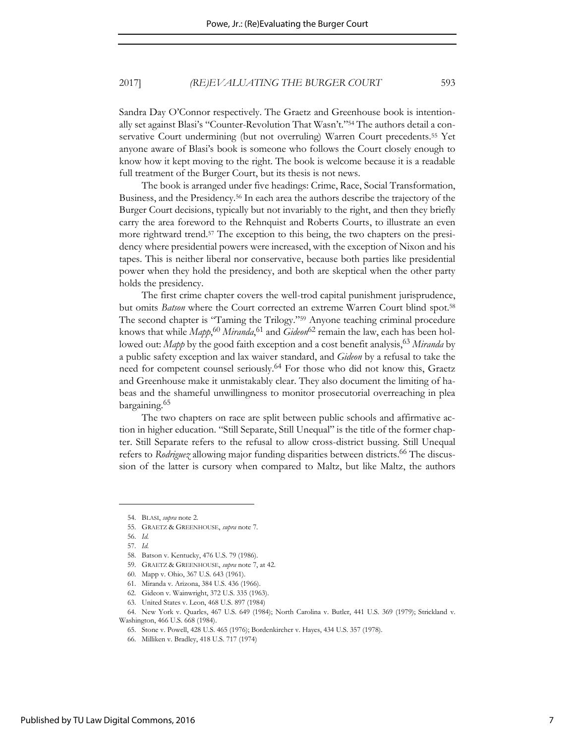Sandra Day O'Connor respectively. The Graetz and Greenhouse book is intentionally set against Blasi's "Counter-Revolution That Wasn't."[54] The authors detail a conservative Court undermining (but not overruling) Warren Court precedents.[55] Yet anyone aware of Blasi's book is someone who follows the Court closely enough to know how it kept moving to the right. The book is welcome because it is a readable full treatment of the Burger Court, but its thesis is not news.

The book is arranged under five headings: Crime, Race, Social Transformation, Business, and the Presidency.[56] In each area the authors describe the trajectory of the Burger Court decisions, typically but not invariably to the right, and then they briefly carry the area foreword to the Rehnquist and Roberts Courts, to illustrate an even more rightward trend.[57] The exception to this being, the two chapters on the presidency where presidential powers were increased, with the exception of Nixon and his tapes. This is neither liberal nor conservative, because both parties like presidential power when they hold the presidency, and both are skeptical when the other party holds the presidency.

The first crime chapter covers the well-trod capital punishment jurisprudence, but omits *Batson* where the Court corrected an extreme Warren Court blind spot.[58] The second chapter is "Taming the Trilogy."[59] Anyone teaching criminal procedure knows that while *Mapp*,[60] *Miranda*,[61] and *Gideon*[62] remain the law, each has been hollowed out: *Mapp* by the good faith exception and a cost benefit analysis,[63] *Miranda* by a public safety exception and lax waiver standard, and *Gideon* by a refusal to take the need for competent counsel seriously.[64] For those who did not know this, Graetz and Greenhouse make it unmistakably clear. They also document the limiting of habeas and the shameful unwillingness to monitor prosecutorial overreaching in plea bargaining.[65]

The two chapters on race are split between public schools and affirmative action in higher education. "Still Separate, Still Unequal" is the title of the former chapter. Still Separate refers to the refusal to allow cross-district bussing. Still Unequal refers to *Rodriguez* allowing major funding disparities between districts.[66] The discussion of the latter is cursory when compared to Maltz, but like Maltz, the authors

---

54. BLASI, *supra* note 2.

55. GRAETZ & GREENHOUSE, *supra* note 7.

56. *Id.*

57. *Id.*

58. Batson v. Kentucky, 476 U.S. 79 (1986).

59. GRAETZ & GREENHOUSE, *supra* note 7, at 42.

60. Mapp v. Ohio, 367 U.S. 643 (1961).

61. Miranda v. Arizona, 384 U.S. 436 (1966).

62. Gideon v. Wainwright, 372 U.S. 335 (1963).

63. United States v. Leon, 468 U.S. 897 (1984)

64. New York v. Quarles, 467 U.S. 649 (1984); North Carolina v. Butler, 441 U.S. 369 (1979); Strickland v. Washington, 466 U.S. 668 (1984).

65. Stone v. Powell, 428 U.S. 465 (1976); Bordenkircher v. Hayes, 434 U.S. 357 (1978).

66. Milliken v. Bradley, 418 U.S. 717 (1974)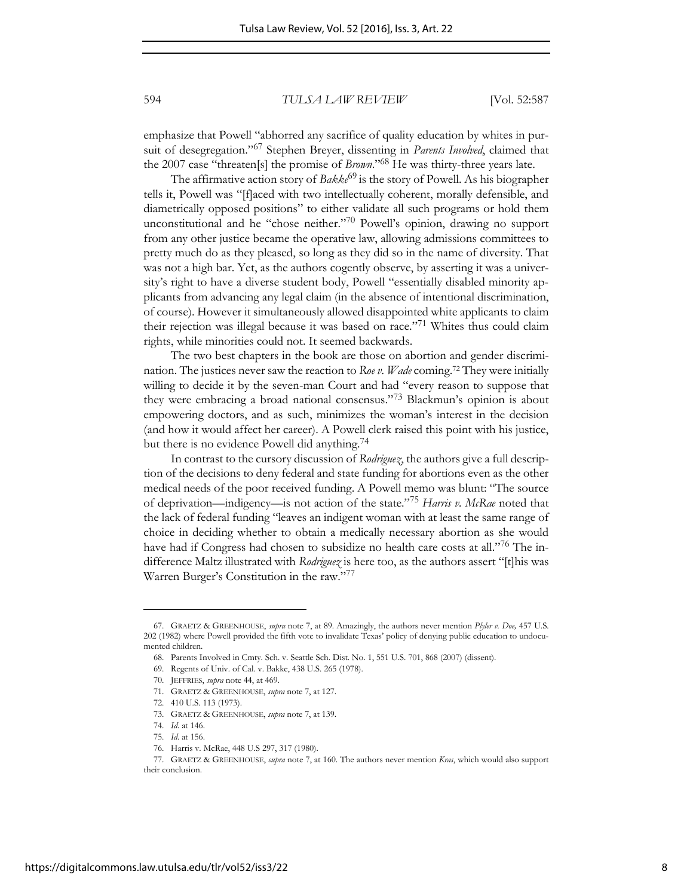emphasize that Powell "abhorred any sacrifice of quality education by whites in pursuit of desegregation."[67] Stephen Breyer, dissenting in *Parents Involved*, claimed that the 2007 case "threaten[s] the promise of *Brown*."[68] He was thirty-three years late.

The affirmative action story of *Bakke*[69] is the story of Powell. As his biographer tells it, Powell was "[f]aced with two intellectually coherent, morally defensible, and diametrically opposed positions" to either validate all such programs or hold them unconstitutional and he "chose neither."[70] Powell's opinion, drawing no support from any other justice became the operative law, allowing admissions committees to pretty much do as they pleased, so long as they did so in the name of diversity. That was not a high bar. Yet, as the authors cogently observe, by asserting it was a university's right to have a diverse student body, Powell "essentially disabled minority applicants from advancing any legal claim (in the absence of intentional discrimination, of course). However it simultaneously allowed disappointed white applicants to claim their rejection was illegal because it was based on race."[71] Whites thus could claim rights, while minorities could not. It seemed backwards.

The two best chapters in the book are those on abortion and gender discrimination. The justices never saw the reaction to *Roe v. Wade* coming.[72] They were initially willing to decide it by the seven-man Court and had "every reason to suppose that they were embracing a broad national consensus."[73] Blackmun's opinion is about empowering doctors, and as such, minimizes the woman's interest in the decision (and how it would affect her career). A Powell clerk raised this point with his justice, but there is no evidence Powell did anything.[74]

In contrast to the cursory discussion of *Rodriguez*, the authors give a full description of the decisions to deny federal and state funding for abortions even as the other medical needs of the poor received funding. A Powell memo was blunt: "The source of deprivation—indigency—is not action of the state."[75] *Harris v. McRae* noted that the lack of federal funding "leaves an indigent woman with at least the same range of choice in deciding whether to obtain a medically necessary abortion as she would have had if Congress had chosen to subsidize no health care costs at all."[76] The indifference Maltz illustrated with *Rodriguez* is here too, as the authors assert "[t]his was Warren Burger's Constitution in the raw."[77]

---

67. GRAETZ & GREENHOUSE, *supra* note 7, at 89. Amazingly, the authors never mention *Plyler v. Doe,* 457 U.S. 202 (1982) where Powell provided the fifth vote to invalidate Texas' policy of denying public education to undocumented children.

68. Parents Involved in Cmty. Sch. v. Seattle Sch. Dist. No. 1, 551 U.S. 701, 868 (2007) (dissent).

69. Regents of Univ. of Cal. v. Bakke, 438 U.S. 265 (1978).

70. JEFFRIES, *supra* note 44, at 469.

71. GRAETZ & GREENHOUSE, *supra* note 7, at 127.

72. 410 U.S. 113 (1973).

73. GRAETZ & GREENHOUSE, *supra* note 7, at 139.

74. *Id.* at 146.

75. *Id.* at 156.

76. Harris v. McRae, 448 U.S 297, 317 (1980).

77. GRAETZ & GREENHOUSE, *supra* note 7, at 160. The authors never mention *Kras*, which would also support their conclusion.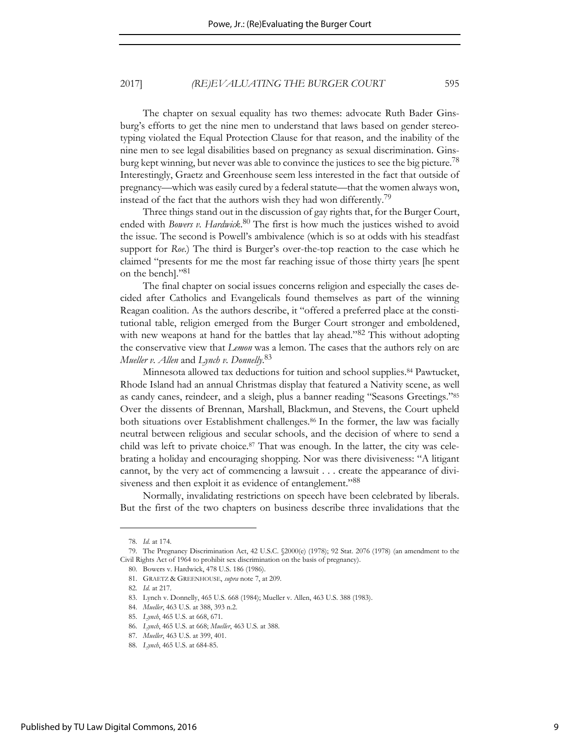The chapter on sexual equality has two themes: advocate Ruth Bader Ginsburg's efforts to get the nine men to understand that laws based on gender stereotyping violated the Equal Protection Clause for that reason, and the inability of the nine men to see legal disabilities based on pregnancy as sexual discrimination. Ginsburg kept winning, but never was able to convince the justices to see the big picture.[78] Interestingly, Graetz and Greenhouse seem less interested in the fact that outside of pregnancy—which was easily cured by a federal statute—that the women always won, instead of the fact that the authors wish they had won differently.[79]

Three things stand out in the discussion of gay rights that, for the Burger Court, ended with *Bowers v. Hardwick*.[80] The first is how much the justices wished to avoid the issue. The second is Powell's ambivalence (which is so at odds with his steadfast support for *Roe*.) The third is Burger's over-the-top reaction to the case which he claimed "presents for me the most far reaching issue of those thirty years [he spent on the bench]."[81]

The final chapter on social issues concerns religion and especially the cases decided after Catholics and Evangelicals found themselves as part of the winning Reagan coalition. As the authors describe, it "offered a preferred place at the constitutional table, religion emerged from the Burger Court stronger and emboldened, with new weapons at hand for the battles that lay ahead."[82] This without adopting the conservative view that *Lemon* was a lemon. The cases that the authors rely on are *Mueller v. Allen* and *Lynch v. Donnelly*.[83]

Minnesota allowed tax deductions for tuition and school supplies.[84] Pawtucket, Rhode Island had an annual Christmas display that featured a Nativity scene, as well as candy canes, reindeer, and a sleigh, plus a banner reading "Seasons Greetings."[85] Over the dissents of Brennan, Marshall, Blackmun, and Stevens, the Court upheld both situations over Establishment challenges.[86] In the former, the law was facially neutral between religious and secular schools, and the decision of where to send a child was left to private choice.[87] That was enough. In the latter, the city was celebrating a holiday and encouraging shopping. Nor was there divisiveness: "A litigant cannot, by the very act of commencing a lawsuit . . . create the appearance of divisiveness and then exploit it as evidence of entanglement."[88]

Normally, invalidating restrictions on speech have been celebrated by liberals. But the first of the two chapters on business describe three invalidations that the

---

78. *Id.* at 174.
79. The Pregnancy Discrimination Act, 42 U.S.C. §2000(e) (1978); 92 Stat. 2076 (1978) (an amendment to the Civil Rights Act of 1964 to prohibit sex discrimination on the basis of pregnancy).
80. Bowers v. Hardwick, 478 U.S. 186 (1986).
81. GRAETZ & GREENHOUSE, *supra* note 7, at 209.
82. *Id.* at 217.
83. Lynch v. Donnelly, 465 U.S. 668 (1984); Mueller v. Allen, 463 U.S. 388 (1983).
84. *Mueller*, 463 U.S. at 388, 393 n.2.
85. *Lynch*, 465 U.S. at 668, 671.
86. *Lynch*, 465 U.S. at 668; *Mueller*, 463 U.S. at 388.
87. *Mueller*, 463 U.S. at 399, 401.
88. *Lynch*, 465 U.S. at 684-85.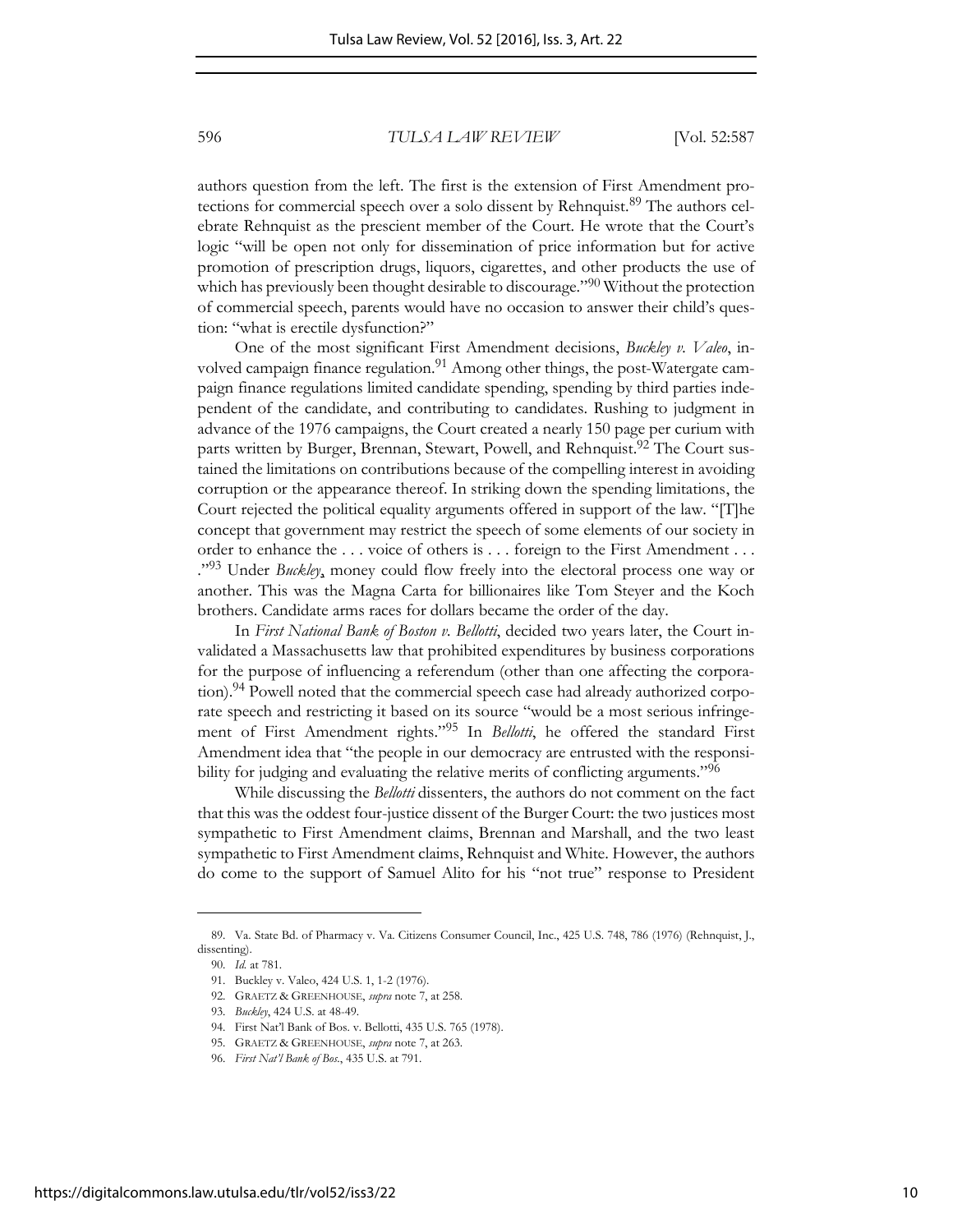authors question from the left. The first is the extension of First Amendment protections for commercial speech over a solo dissent by Rehnquist.[89] The authors celebrate Rehnquist as the prescient member of the Court. He wrote that the Court's logic "will be open not only for dissemination of price information but for active promotion of prescription drugs, liquors, cigarettes, and other products the use of which has previously been thought desirable to discourage."[90] Without the protection of commercial speech, parents would have no occasion to answer their child's question: "what is erectile dysfunction?"

One of the most significant First Amendment decisions, *Buckley v. Valeo*, involved campaign finance regulation.[91] Among other things, the post-Watergate campaign finance regulations limited candidate spending, spending by third parties independent of the candidate, and contributing to candidates. Rushing to judgment in advance of the 1976 campaigns, the Court created a nearly 150 page per curium with parts written by Burger, Brennan, Stewart, Powell, and Rehnquist.[92] The Court sustained the limitations on contributions because of the compelling interest in avoiding corruption or the appearance thereof. In striking down the spending limitations, the Court rejected the political equality arguments offered in support of the law. "[T]he concept that government may restrict the speech of some elements of our society in order to enhance the . . . voice of others is . . . foreign to the First Amendment . . . ."[93] Under *Buckley*, money could flow freely into the electoral process one way or another. This was the Magna Carta for billionaires like Tom Steyer and the Koch brothers. Candidate arms races for dollars became the order of the day.

In *First National Bank of Boston v. Bellotti*, decided two years later, the Court invalidated a Massachusetts law that prohibited expenditures by business corporations for the purpose of influencing a referendum (other than one affecting the corporation).[94] Powell noted that the commercial speech case had already authorized corporate speech and restricting it based on its source "would be a most serious infringement of First Amendment rights."[95] In *Bellotti*, he offered the standard First Amendment idea that "the people in our democracy are entrusted with the responsibility for judging and evaluating the relative merits of conflicting arguments."[96]

While discussing the *Bellotti* dissenters, the authors do not comment on the fact that this was the oddest four-justice dissent of the Burger Court: the two justices most sympathetic to First Amendment claims, Brennan and Marshall, and the two least sympathetic to First Amendment claims, Rehnquist and White. However, the authors do come to the support of Samuel Alito for his "not true" response to President

89. Va. State Bd. of Pharmacy v. Va. Citizens Consumer Council, Inc., 425 U.S. 748, 786 (1976) (Rehnquist, J., dissenting).

90. *Id.* at 781.

91. Buckley v. Valeo, 424 U.S. 1, 1-2 (1976).

92. GRAETZ & GREENHOUSE, *supra* note 7, at 258.

93. *Buckley*, 424 U.S. at 48-49.

94. First Nat'l Bank of Bos. v. Bellotti, 435 U.S. 765 (1978).

95. GRAETZ & GREENHOUSE, *supra* note 7, at 263.

96. *First Nat'l Bank of Bos.*, 435 U.S. at 791.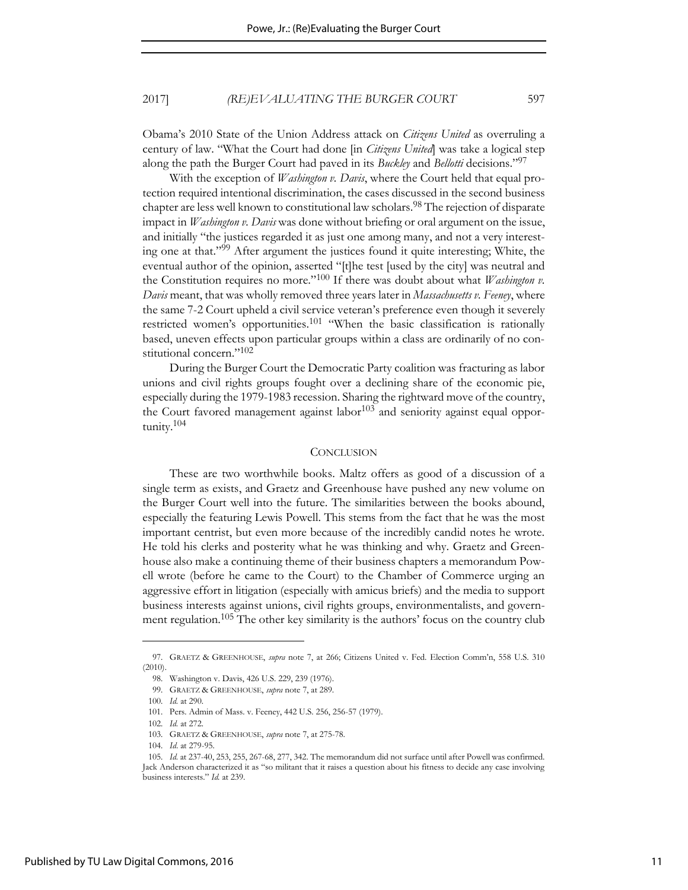Obama's 2010 State of the Union Address attack on *Citizens United* as overruling a century of law. "What the Court had done [in *Citizens United*] was take a logical step along the path the Burger Court had paved in its *Buckley* and *Bellotti* decisions."[97]

With the exception of *Washington v. Davis*, where the Court held that equal protection required intentional discrimination, the cases discussed in the second business chapter are less well known to constitutional law scholars.[98] The rejection of disparate impact in *Washington v. Davis* was done without briefing or oral argument on the issue, and initially "the justices regarded it as just one among many, and not a very interesting one at that."[99] After argument the justices found it quite interesting; White, the eventual author of the opinion, asserted "[t]he test [used by the city] was neutral and the Constitution requires no more."[100] If there was doubt about what *Washington v. Davis* meant, that was wholly removed three years later in *Massachusetts v. Feeney*, where the same 7-2 Court upheld a civil service veteran's preference even though it severely restricted women's opportunities.[101] "When the basic classification is rationally based, uneven effects upon particular groups within a class are ordinarily of no constitutional concern."[102]

During the Burger Court the Democratic Party coalition was fracturing as labor unions and civil rights groups fought over a declining share of the economic pie, especially during the 1979-1983 recession. Sharing the rightward move of the country, the Court favored management against labor[103] and seniority against equal opportunity.[104]

## CONCLUSION

These are two worthwhile books. Maltz offers as good of a discussion of a single term as exists, and Graetz and Greenhouse have pushed any new volume on the Burger Court well into the future. The similarities between the books abound, especially the featuring Lewis Powell. This stems from the fact that he was the most important centrist, but even more because of the incredibly candid notes he wrote. He told his clerks and posterity what he was thinking and why. Graetz and Greenhouse also make a continuing theme of their business chapters a memorandum Powell wrote (before he came to the Court) to the Chamber of Commerce urging an aggressive effort in litigation (especially with amicus briefs) and the media to support business interests against unions, civil rights groups, environmentalists, and government regulation.[105] The other key similarity is the authors' focus on the country club

---

97. GRAETZ & GREENHOUSE, *supra* note 7, at 266; Citizens United v. Fed. Election Comm'n, 558 U.S. 310 (2010).

98. Washington v. Davis, 426 U.S. 229, 239 (1976).

99. GRAETZ & GREENHOUSE, *supra* note 7, at 289.

100. *Id.* at 290.

101. Pers. Admin of Mass. v. Feeney, 442 U.S. 256, 256-57 (1979).

102. *Id.* at 272.

103. GRAETZ & GREENHOUSE, *supra* note 7, at 275-78.

104. *Id.* at 279-95.

105. *Id.* at 237-40, 253, 255, 267-68, 277, 342. The memorandum did not surface until after Powell was confirmed. Jack Anderson characterized it as "so militant that it raises a question about his fitness to decide any case involving business interests." *Id.* at 239.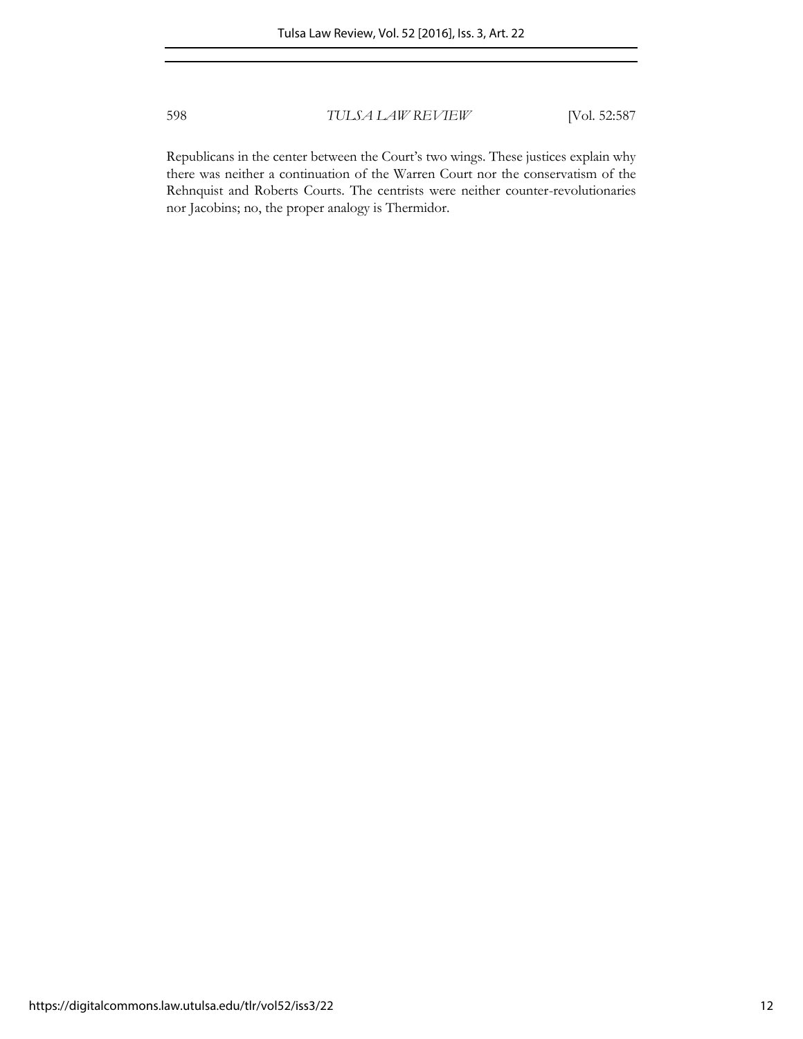Republicans in the center between the Court's two wings. These justices explain why there was neither a continuation of the Warren Court nor the conservatism of the Rehnquist and Roberts Courts. The centrists were neither counter-revolutionaries nor Jacobins; no, the proper analogy is Thermidor.